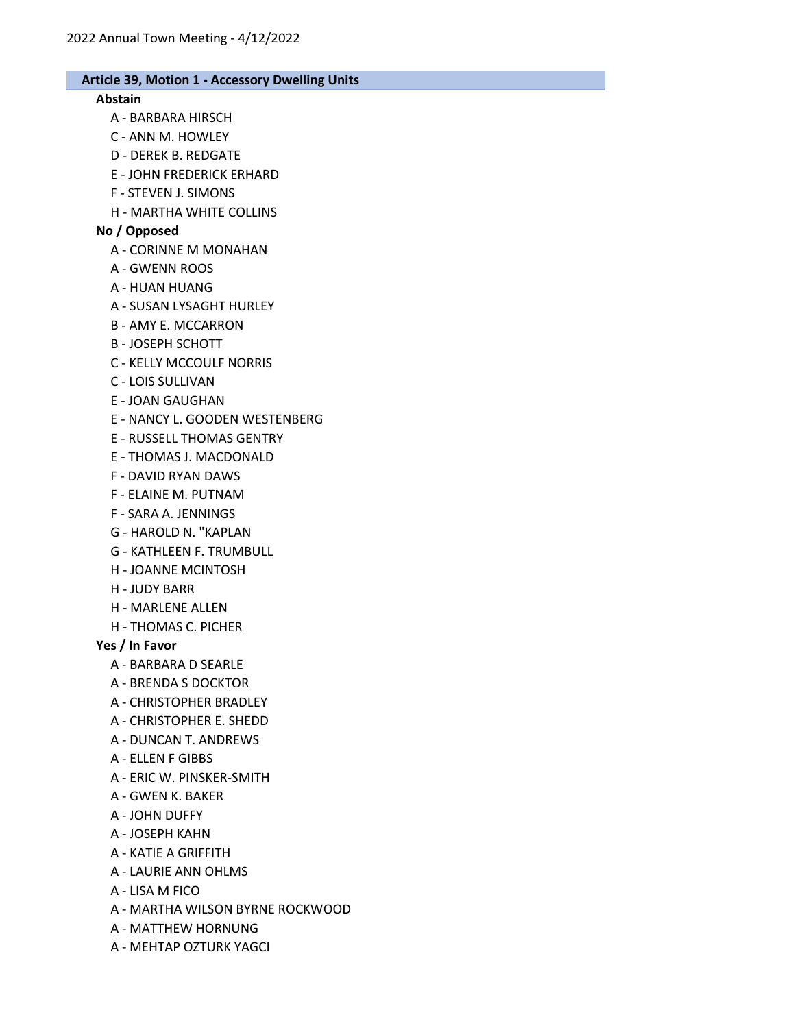## Article 39, Motion 1 - Accessory Dwelling Units

**Abstain**

- A - BARBARA HIRSCH
- C - ANN M. HOWLEY
- D - DEREK B. REDGATE
- E - JOHN FREDERICK ERHARD
- F - STEVEN J. SIMONS
- H - MARTHA WHITE COLLINS

**No / Opposed**

- A - CORINNE M MONAHAN
- A - GWENN ROOS
- A - HUAN HUANG
- A - SUSAN LYSAGHT HURLEY
- B - AMY E. MCCARRON
- B - JOSEPH SCHOTT
- C - KELLY MCCOULF NORRIS
- C - LOIS SULLIVAN
- E - JOAN GAUGHAN
- E - NANCY L. GOODEN WESTENBERG
- E - RUSSELL THOMAS GENTRY
- E - THOMAS J. MACDONALD
- F - DAVID RYAN DAWS
- F - ELAINE M. PUTNAM
- F - SARA A. JENNINGS
- G - HAROLD N. "KAPLAN
- G - KATHLEEN F. TRUMBULL
- H - JOANNE MCINTOSH
- H - JUDY BARR
- H - MARLENE ALLEN
- H - THOMAS C. PICHER

**Yes / In Favor**

- A - BARBARA D SEARLE
- A - BRENDA S DOCKTOR
- A - CHRISTOPHER BRADLEY
- A - CHRISTOPHER E. SHEDD
- A - DUNCAN T. ANDREWS
- A - ELLEN F GIBBS
- A - ERIC W. PINSKER-SMITH
- A - GWEN K. BAKER
- A - JOHN DUFFY
- A - JOSEPH KAHN
- A - KATIE A GRIFFITH
- A - LAURIE ANN OHLMS
- A - LISA M FICO
- A - MARTHA WILSON BYRNE ROCKWOOD
- A - MATTHEW HORNUNG
- A - MEHTAP OZTURK YAGCI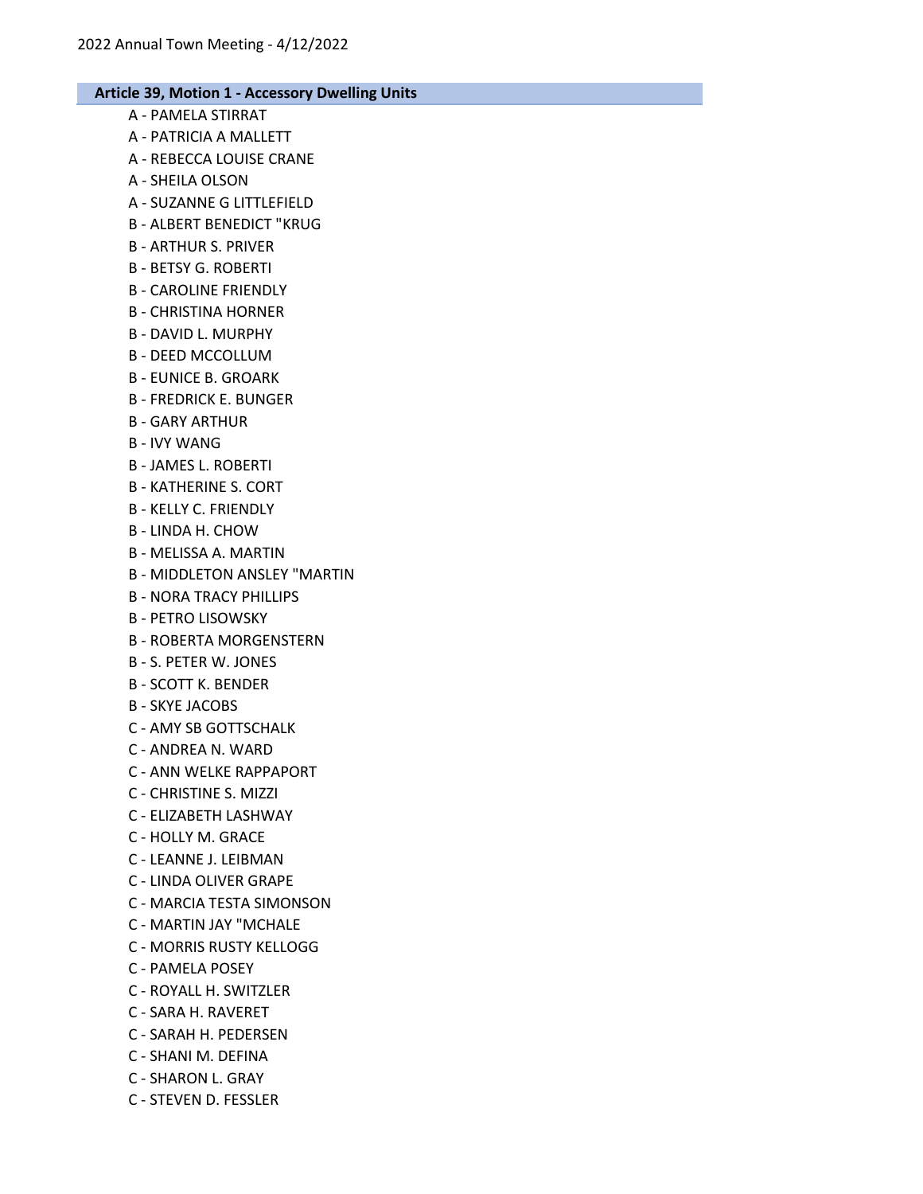## Article 39, Motion 1 - Accessory Dwelling Units

A - PAMELA STIRRAT
A - PATRICIA A MALLETT
A - REBECCA LOUISE CRANE
A - SHEILA OLSON
A - SUZANNE G LITTLEFIELD
B - ALBERT BENEDICT "KRUG
B - ARTHUR S. PRIVER
B - BETSY G. ROBERTI
B - CAROLINE FRIENDLY
B - CHRISTINA HORNER
B - DAVID L. MURPHY
B - DEED MCCOLLUM
B - EUNICE B. GROARK
B - FREDRICK E. BUNGER
B - GARY ARTHUR
B - IVY WANG
B - JAMES L. ROBERTI
B - KATHERINE S. CORT
B - KELLY C. FRIENDLY
B - LINDA H. CHOW
B - MELISSA A. MARTIN
B - MIDDLETON ANSLEY "MARTIN
B - NORA TRACY PHILLIPS
B - PETRO LISOWSKY
B - ROBERTA MORGENSTERN
B - S. PETER W. JONES
B - SCOTT K. BENDER
B - SKYE JACOBS
C - AMY SB GOTTSCHALK
C - ANDREA N. WARD
C - ANN WELKE RAPPAPORT
C - CHRISTINE S. MIZZI
C - ELIZABETH LASHWAY
C - HOLLY M. GRACE
C - LEANNE J. LEIBMAN
C - LINDA OLIVER GRAPE
C - MARCIA TESTA SIMONSON
C - MARTIN JAY "MCHALE
C - MORRIS RUSTY KELLOGG
C - PAMELA POSEY
C - ROYALL H. SWITZLER
C - SARA H. RAVERET
C - SARAH H. PEDERSEN
C - SHANI M. DEFINA
C - SHARON L. GRAY
C - STEVEN D. FESSLER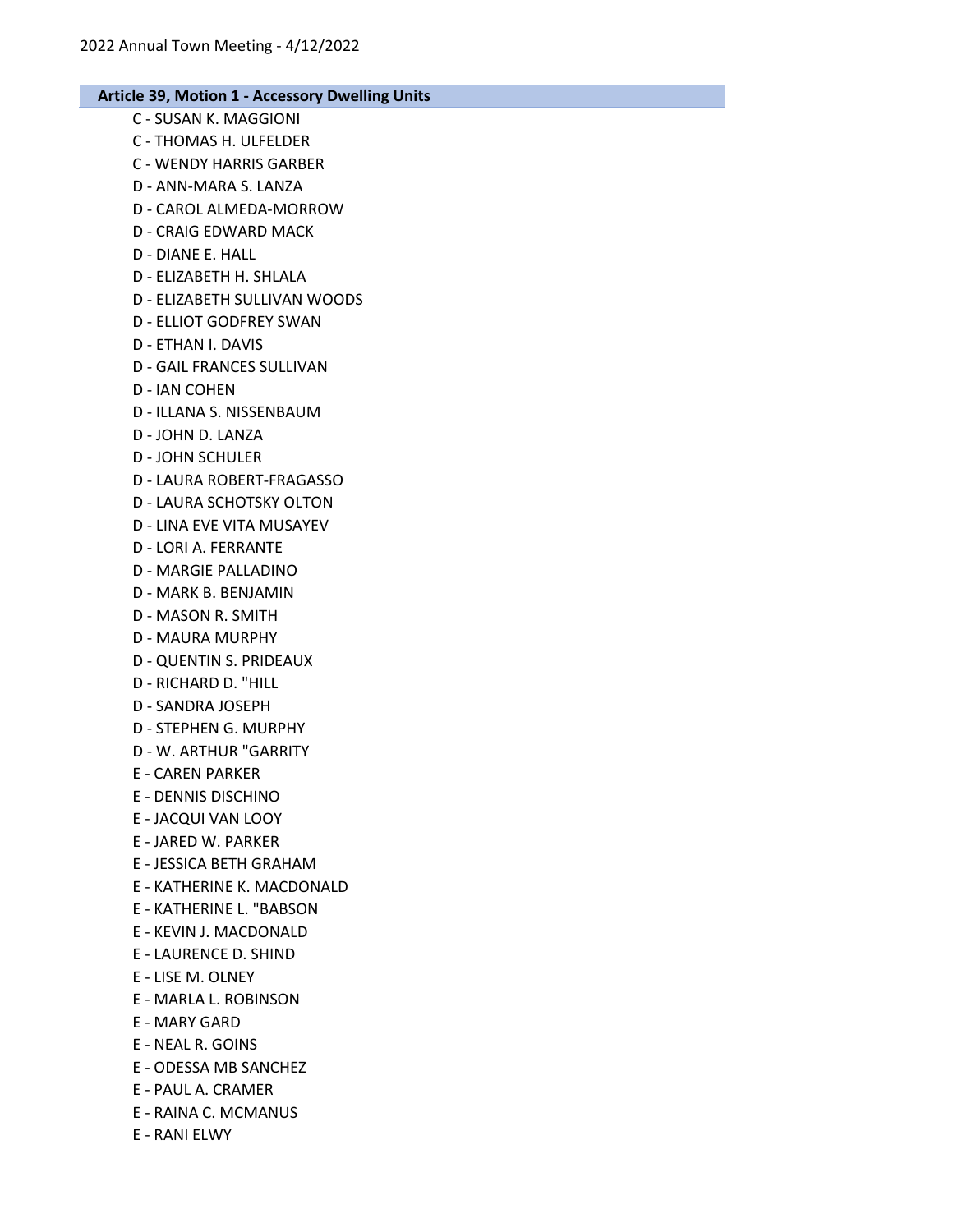## Article 39, Motion 1 - Accessory Dwelling Units

C - SUSAN K. MAGGIONI
C - THOMAS H. ULFELDER
C - WENDY HARRIS GARBER
D - ANN-MARA S. LANZA
D - CAROL ALMEDA-MORROW
D - CRAIG EDWARD MACK
D - DIANE E. HALL
D - ELIZABETH H. SHLALA
D - ELIZABETH SULLIVAN WOODS
D - ELLIOT GODFREY SWAN
D - ETHAN I. DAVIS
D - GAIL FRANCES SULLIVAN
D - IAN COHEN
D - ILLANA S. NISSENBAUM
D - JOHN D. LANZA
D - JOHN SCHULER
D - LAURA ROBERT-FRAGASSO
D - LAURA SCHOTSKY OLTON
D - LINA EVE VITA MUSAYEV
D - LORI A. FERRANTE
D - MARGIE PALLADINO
D - MARK B. BENJAMIN
D - MASON R. SMITH
D - MAURA MURPHY
D - QUENTIN S. PRIDEAUX
D - RICHARD D. "HILL
D - SANDRA JOSEPH
D - STEPHEN G. MURPHY
D - W. ARTHUR "GARRITY
E - CAREN PARKER
E - DENNIS DISCHINO
E - JACQUI VAN LOOY
E - JARED W. PARKER
E - JESSICA BETH GRAHAM
E - KATHERINE K. MACDONALD
E - KATHERINE L. "BABSON
E - KEVIN J. MACDONALD
E - LAURENCE D. SHIND
E - LISE M. OLNEY
E - MARLA L. ROBINSON
E - MARY GARD
E - NEAL R. GOINS
E - ODESSA MB SANCHEZ
E - PAUL A. CRAMER
E - RAINA C. MCMANUS
E - RANI ELWY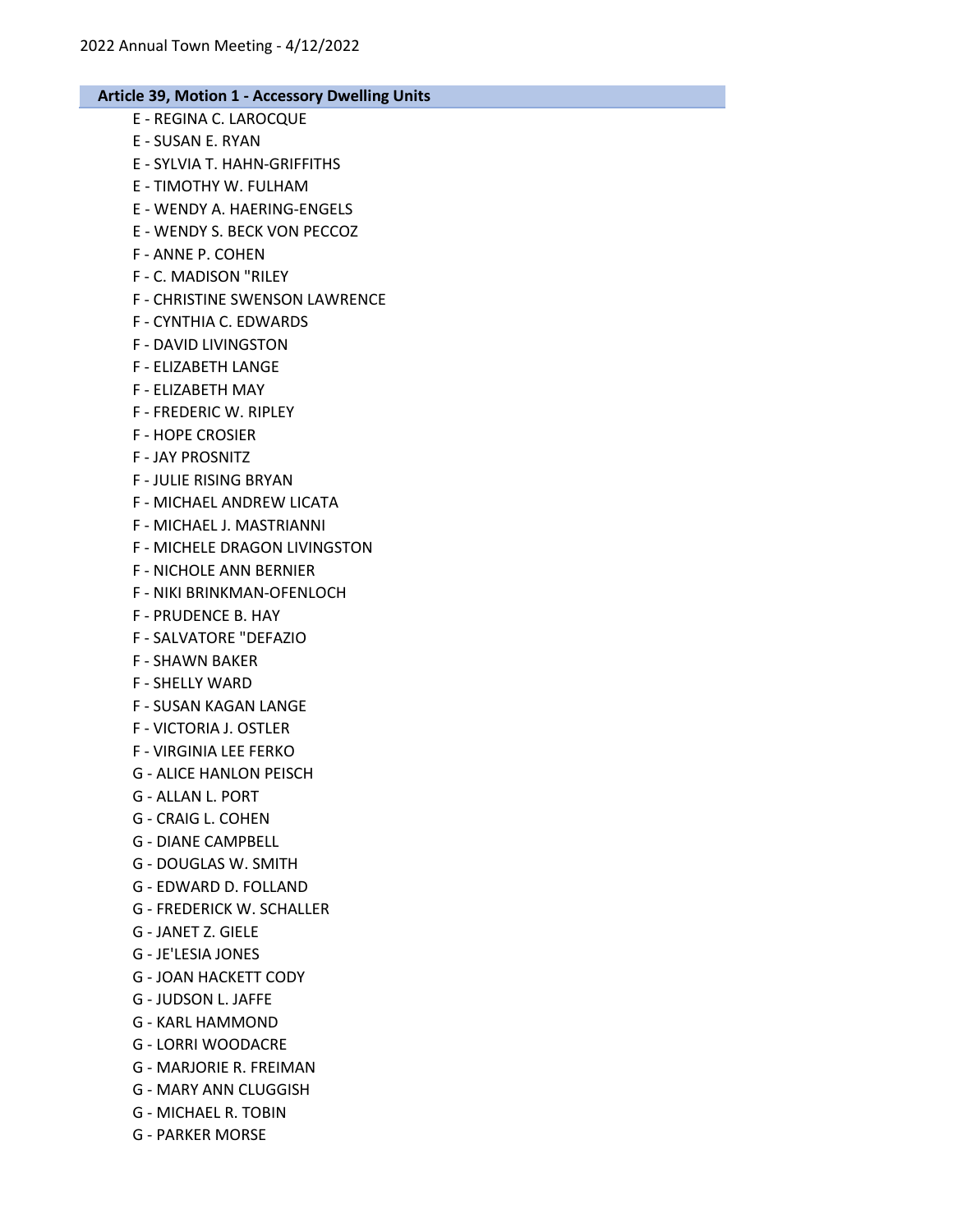**Article 39, Motion 1 - Accessory Dwelling Units**

E - REGINA C. LAROCQUE
E - SUSAN E. RYAN
E - SYLVIA T. HAHN-GRIFFITHS
E - TIMOTHY W. FULHAM
E - WENDY A. HAERING-ENGELS
E - WENDY S. BECK VON PECCOZ
F - ANNE P. COHEN
F - C. MADISON "RILEY
F - CHRISTINE SWENSON LAWRENCE
F - CYNTHIA C. EDWARDS
F - DAVID LIVINGSTON
F - ELIZABETH LANGE
F - ELIZABETH MAY
F - FREDERIC W. RIPLEY
F - HOPE CROSIER
F - JAY PROSNITZ
F - JULIE RISING BRYAN
F - MICHAEL ANDREW LICATA
F - MICHAEL J. MASTRIANNI
F - MICHELE DRAGON LIVINGSTON
F - NICHOLE ANN BERNIER
F - NIKI BRINKMAN-OFENLOCH
F - PRUDENCE B. HAY
F - SALVATORE "DEFAZIO
F - SHAWN BAKER
F - SHELLY WARD
F - SUSAN KAGAN LANGE
F - VICTORIA J. OSTLER
F - VIRGINIA LEE FERKO
G - ALICE HANLON PEISCH
G - ALLAN L. PORT
G - CRAIG L. COHEN
G - DIANE CAMPBELL
G - DOUGLAS W. SMITH
G - EDWARD D. FOLLAND
G - FREDERICK W. SCHALLER
G - JANET Z. GIELE
G - JE'LESIA JONES
G - JOAN HACKETT CODY
G - JUDSON L. JAFFE
G - KARL HAMMOND
G - LORRI WOODACRE
G - MARJORIE R. FREIMAN
G - MARY ANN CLUGGISH
G - MICHAEL R. TOBIN
G - PARKER MORSE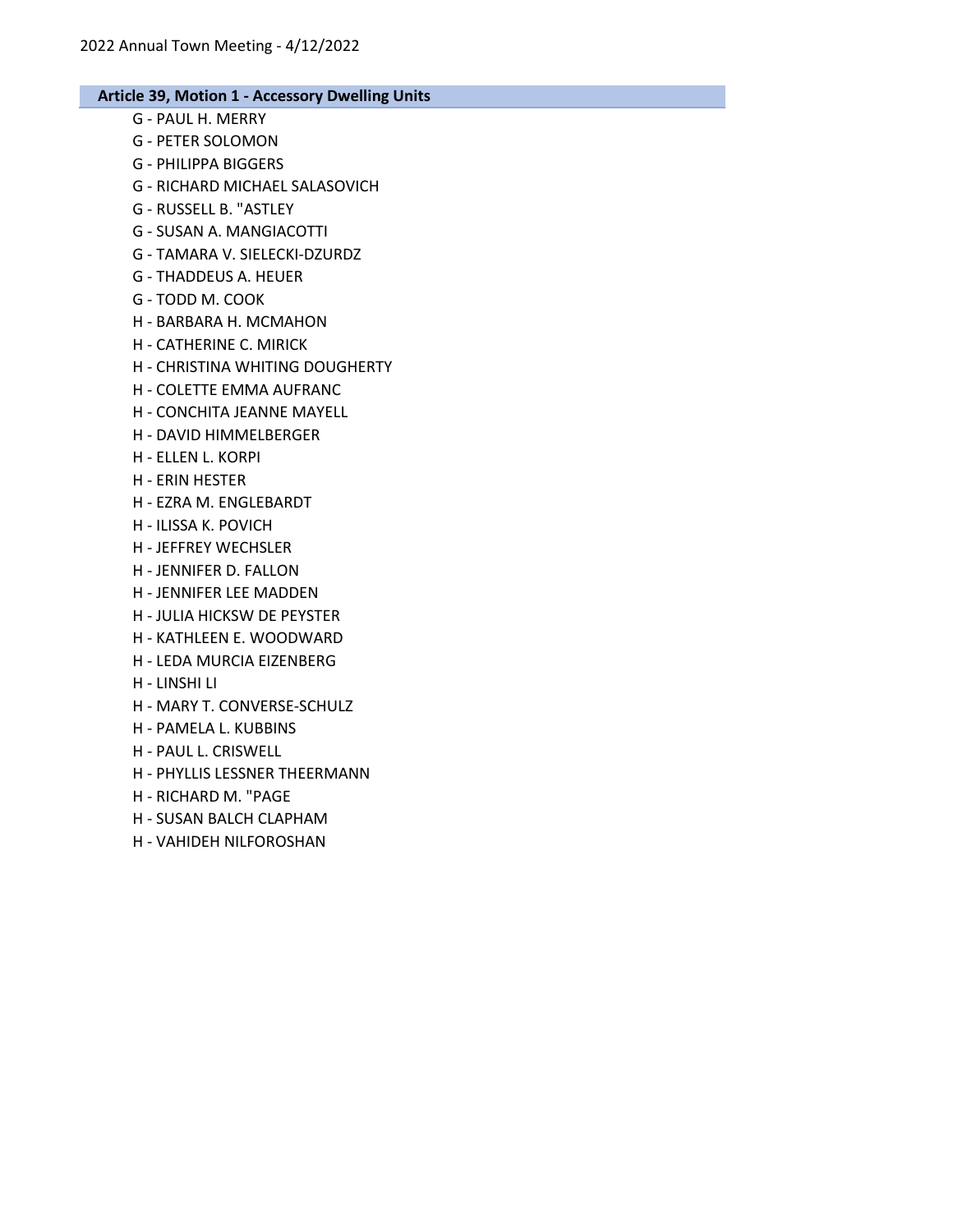## Article 39, Motion 1 - Accessory Dwelling Units

- G - PAUL H. MERRY
- G - PETER SOLOMON
- G - PHILIPPA BIGGERS
- G - RICHARD MICHAEL SALASOVICH
- G - RUSSELL B. "ASTLEY
- G - SUSAN A. MANGIACOTTI
- G - TAMARA V. SIELECKI-DZURDZ
- G - THADDEUS A. HEUER
- G - TODD M. COOK
- H - BARBARA H. MCMAHON
- H - CATHERINE C. MIRICK
- H - CHRISTINA WHITING DOUGHERTY
- H - COLETTE EMMA AUFRANC
- H - CONCHITA JEANNE MAYELL
- H - DAVID HIMMELBERGER
- H - ELLEN L. KORPI
- H - ERIN HESTER
- H - EZRA M. ENGLEBARDT
- H - ILISSA K. POVICH
- H - JEFFREY WECHSLER
- H - JENNIFER D. FALLON
- H - JENNIFER LEE MADDEN
- H - JULIA HICKSW DE PEYSTER
- H - KATHLEEN E. WOODWARD
- H - LEDA MURCIA EIZENBERG
- H - LINSHI LI
- H - MARY T. CONVERSE-SCHULZ
- H - PAMELA L. KUBBINS
- H - PAUL L. CRISWELL
- H - PHYLLIS LESSNER THEERMANN
- H - RICHARD M. "PAGE
- H - SUSAN BALCH CLAPHAM
- H - VAHIDEH NILFOROSHAN